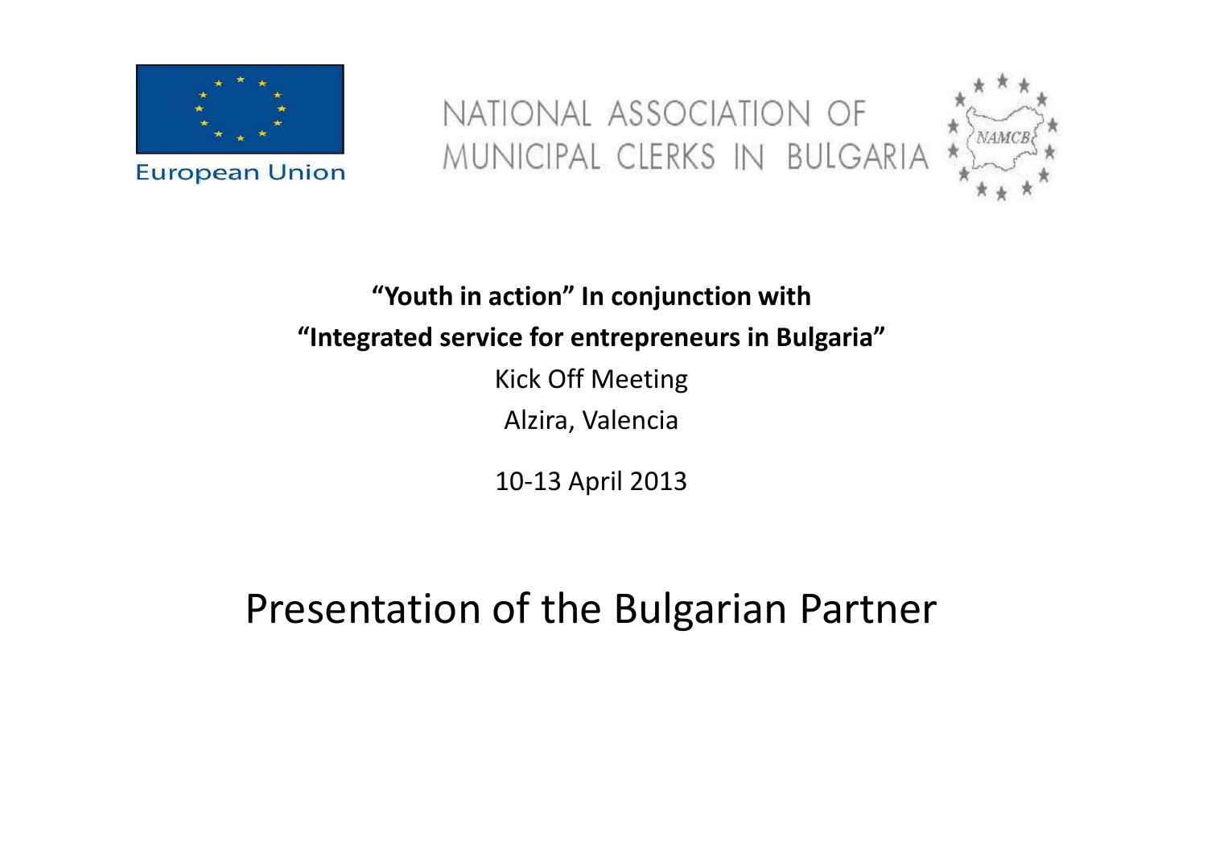European Union

NATIONAL ASSOCIATION OF MUNICIPAL CLERKS IN BULGARIA

NAMCB

**“Youth in action” In conjunction with**

**“Integrated service for entrepreneurs in Bulgaria”**

Kick Off Meeting

Alzira, Valencia

10-13 April 2013

# Presentation of the Bulgarian Partner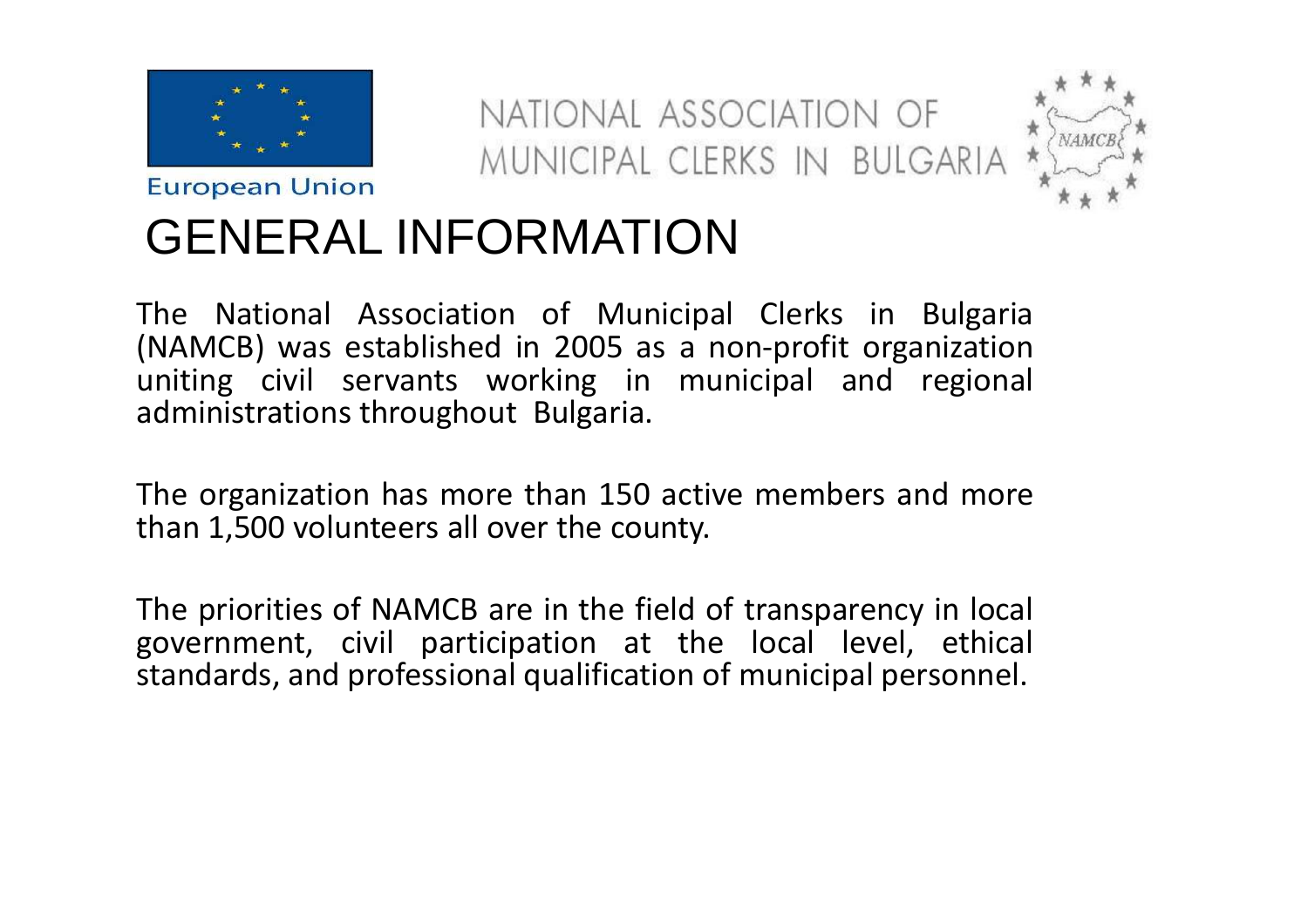European Union

NATIONAL ASSOCIATION OF MUNICIPAL CLERKS IN BULGARIA

# GENERAL INFORMATION

The National Association of Municipal Clerks in Bulgaria (NAMCB) was established in 2005 as a non-profit organization uniting civil servants working in municipal and regional administrations throughout Bulgaria.

The organization has more than 150 active members and more than 1,500 volunteers all over the county.

The priorities of NAMCB are in the field of transparency in local government, civil participation at the local level, ethical standards, and professional qualification of municipal personnel.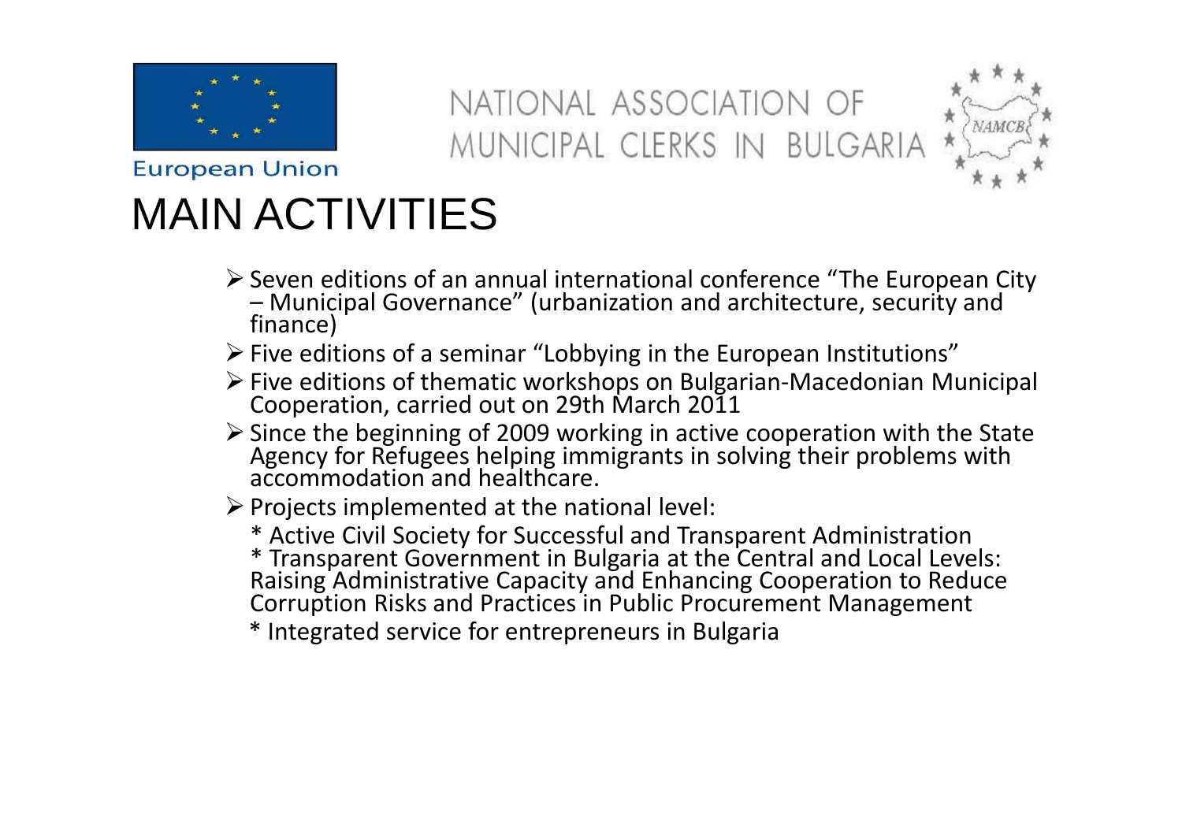European Union

NATIONAL ASSOCIATION OF MUNICIPAL CLERKS IN BULGARIA

# MAIN ACTIVITIES

- Seven editions of an annual international conference "The European City – Municipal Governance" (urbanization and architecture, security and finance)
- Five editions of a seminar "Lobbying in the European Institutions"
- Five editions of thematic workshops on Bulgarian-Macedonian Municipal Cooperation, carried out on 29th March 2011
- Since the beginning of 2009 working in active cooperation with the State Agency for Refugees helping immigrants in solving their problems with accommodation and healthcare.
- Projects implemented at the national level:

  * Active Civil Society for Successful and Transparent Administration

  * Transparent Government in Bulgaria at the Central and Local Levels: Raising Administrative Capacity and Enhancing Cooperation to Reduce Corruption Risks and Practices in Public Procurement Management

  * Integrated service for entrepreneurs in Bulgaria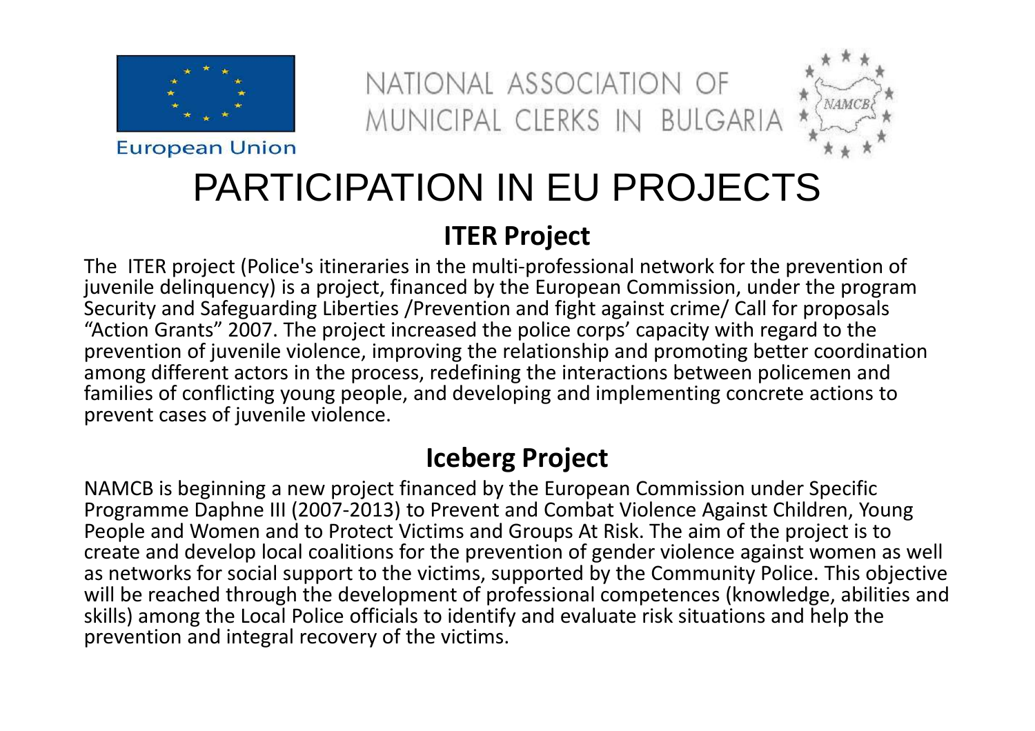European Union

NATIONAL ASSOCIATION OF MUNICIPAL CLERKS IN BULGARIA

NAMCB

# PARTICIPATION IN EU PROJECTS

## ITER Project

The ITER project (Police's itineraries in the multi-professional network for the prevention of juvenile delinquency) is a project, financed by the European Commission, under the program Security and Safeguarding Liberties /Prevention and fight against crime/ Call for proposals “Action Grants” 2007. The project increased the police corps’ capacity with regard to the prevention of juvenile violence, improving the relationship and promoting better coordination among different actors in the process, redefining the interactions between policemen and families of conflicting young people, and developing and implementing concrete actions to prevent cases of juvenile violence.

## Iceberg Project

NAMCB is beginning a new project financed by the European Commission under Specific Programme Daphne III (2007-2013) to Prevent and Combat Violence Against Children, Young People and Women and to Protect Victims and Groups At Risk. The aim of the project is to create and develop local coalitions for the prevention of gender violence against women as well as networks for social support to the victims, supported by the Community Police. This objective will be reached through the development of professional competences (knowledge, abilities and skills) among the Local Police officials to identify and evaluate risk situations and help the prevention and integral recovery of the victims.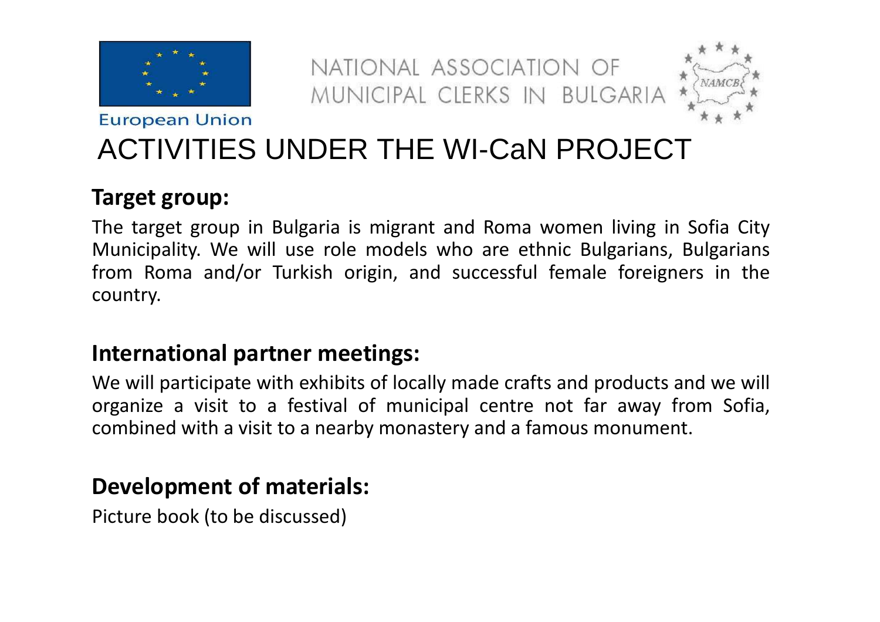European Union

NATIONAL ASSOCIATION OF MUNICIPAL CLERKS IN BULGARIA

# ACTIVITIES UNDER THE WI-CaN PROJECT

## Target group:

The target group in Bulgaria is migrant and Roma women living in Sofia City Municipality. We will use role models who are ethnic Bulgarians, Bulgarians from Roma and/or Turkish origin, and successful female foreigners in the country.

## International partner meetings:

We will participate with exhibits of locally made crafts and products and we will organize a visit to a festival of municipal centre not far away from Sofia, combined with a visit to a nearby monastery and a famous monument.

## Development of materials:

Picture book (to be discussed)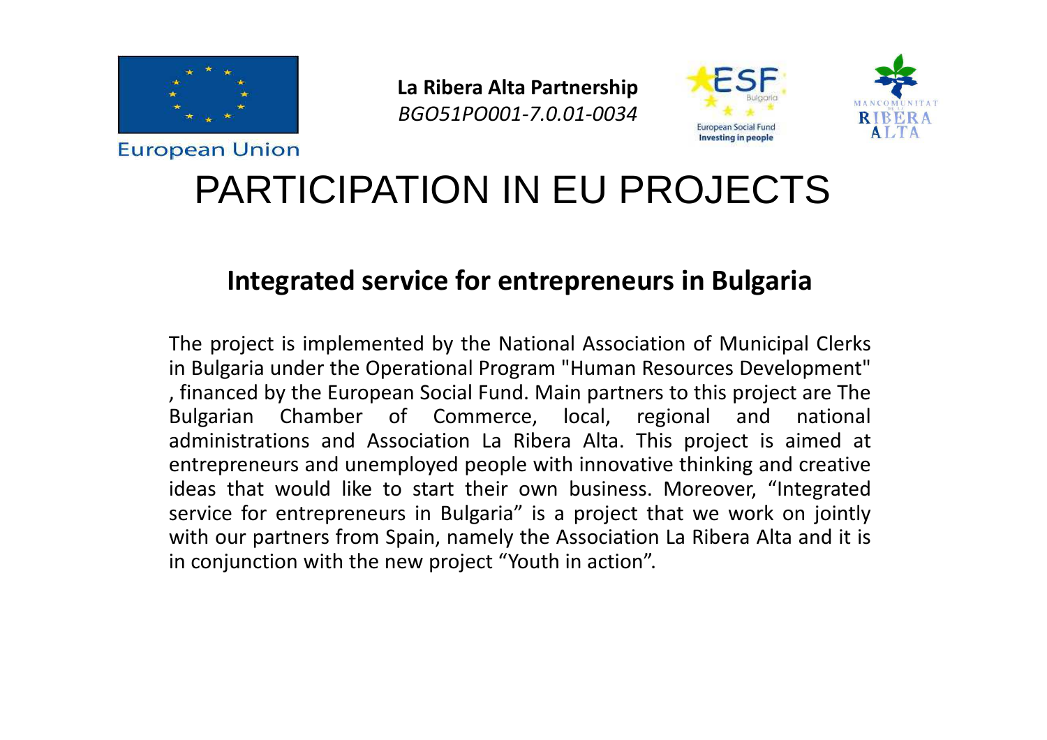European Union

**La Ribera Alta Partnership**
*BGO51PO001-7.0.01-0034*

European Social Fund
Investing in people

MANCOMUNITAT RIBERA ALTA

# PARTICIPATION IN EU PROJECTS

## Integrated service for entrepreneurs in Bulgaria

The project is implemented by the National Association of Municipal Clerks in Bulgaria under the Operational Program "Human Resources Development" , financed by the European Social Fund. Main partners to this project are The Bulgarian Chamber of Commerce, local, regional and national administrations and Association La Ribera Alta. This project is aimed at entrepreneurs and unemployed people with innovative thinking and creative ideas that would like to start their own business. Moreover, "Integrated service for entrepreneurs in Bulgaria" is a project that we work on jointly with our partners from Spain, namely the Association La Ribera Alta and it is in conjunction with the new project "Youth in action".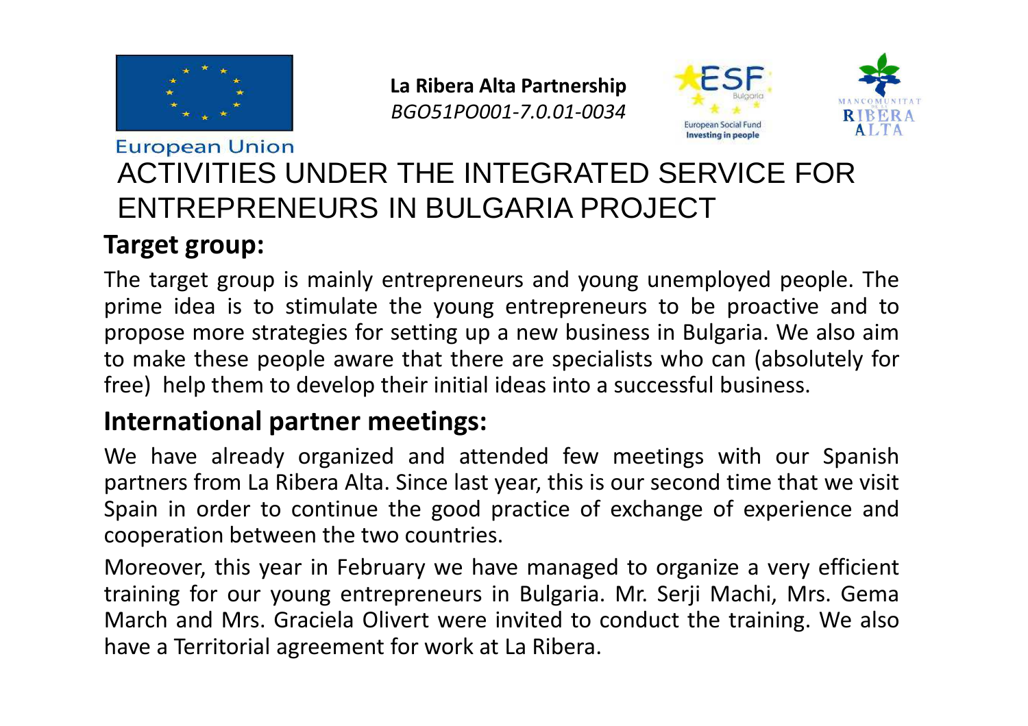European Union

**La Ribera Alta Partnership**
*BGO51PO001-7.0.01-0034*

European Social Fund
Investing in people

MANCOMUNITAT RIBERA ALTA

# ACTIVITIES UNDER THE INTEGRATED SERVICE FOR ENTREPRENEURS IN BULGARIA PROJECT

## Target group:

The target group is mainly entrepreneurs and young unemployed people. The prime idea is to stimulate the young entrepreneurs to be proactive and to propose more strategies for setting up a new business in Bulgaria. We also aim to make these people aware that there are specialists who can (absolutely for free) help them to develop their initial ideas into a successful business.

## International partner meetings:

We have already organized and attended few meetings with our Spanish partners from La Ribera Alta. Since last year, this is our second time that we visit Spain in order to continue the good practice of exchange of experience and cooperation between the two countries.

Moreover, this year in February we have managed to organize a very efficient training for our young entrepreneurs in Bulgaria. Mr. Serji Machi, Mrs. Gema March and Mrs. Graciela Olivert were invited to conduct the training. We also have a Territorial agreement for work at La Ribera.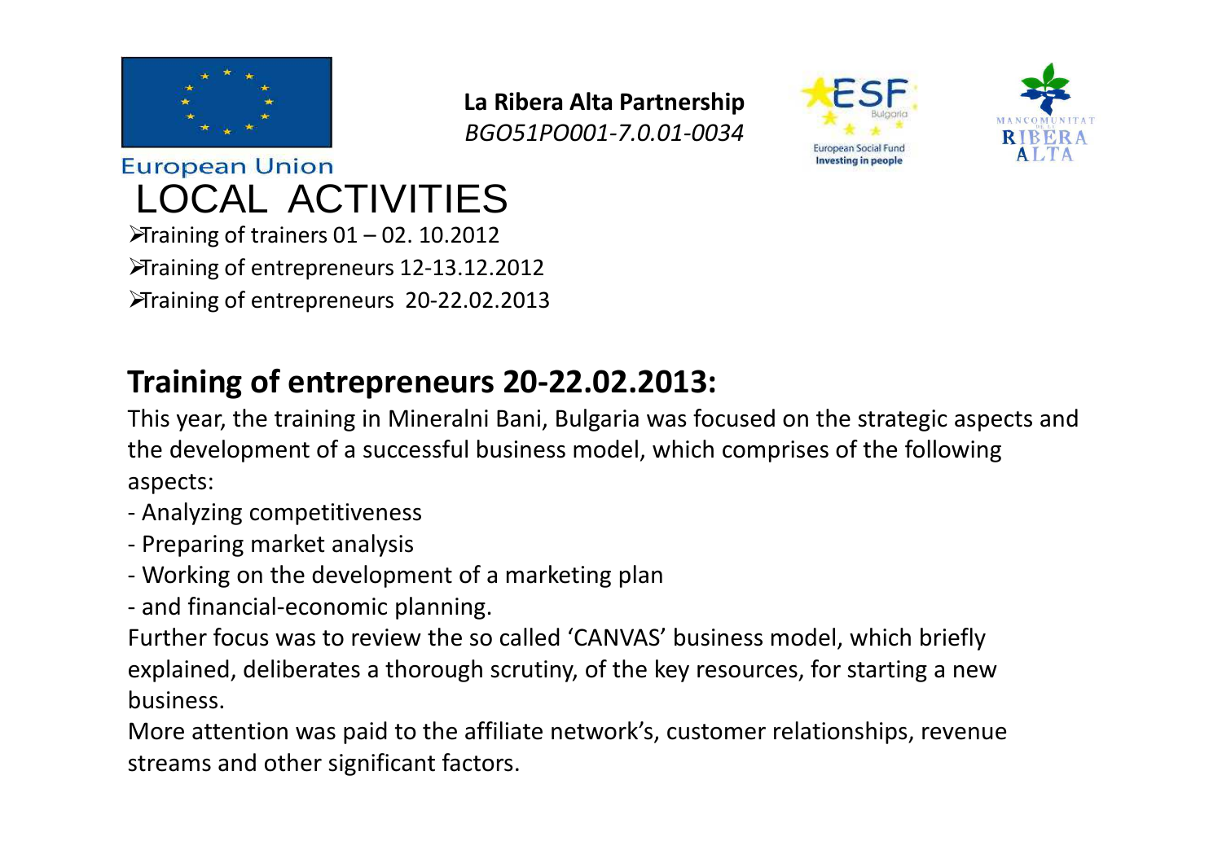**La Ribera Alta Partnership**
*BGO51PO001-7.0.01-0034*

European Union

# LOCAL ACTIVITIES

- Training of trainers 01 – 02. 10.2012
- Training of entrepreneurs 12-13.12.2012
- Training of entrepreneurs 20-22.02.2013

## Training of entrepreneurs 20-22.02.2013:

This year, the training in Mineralni Bani, Bulgaria was focused on the strategic aspects and the development of a successful business model, which comprises of the following aspects:

- Analyzing competitiveness
- Preparing market analysis
- Working on the development of a marketing plan
- and financial-economic planning.

Further focus was to review the so called 'CANVAS' business model, which briefly explained, deliberates a thorough scrutiny, of the key resources, for starting a new business.

More attention was paid to the affiliate network's, customer relationships, revenue streams and other significant factors.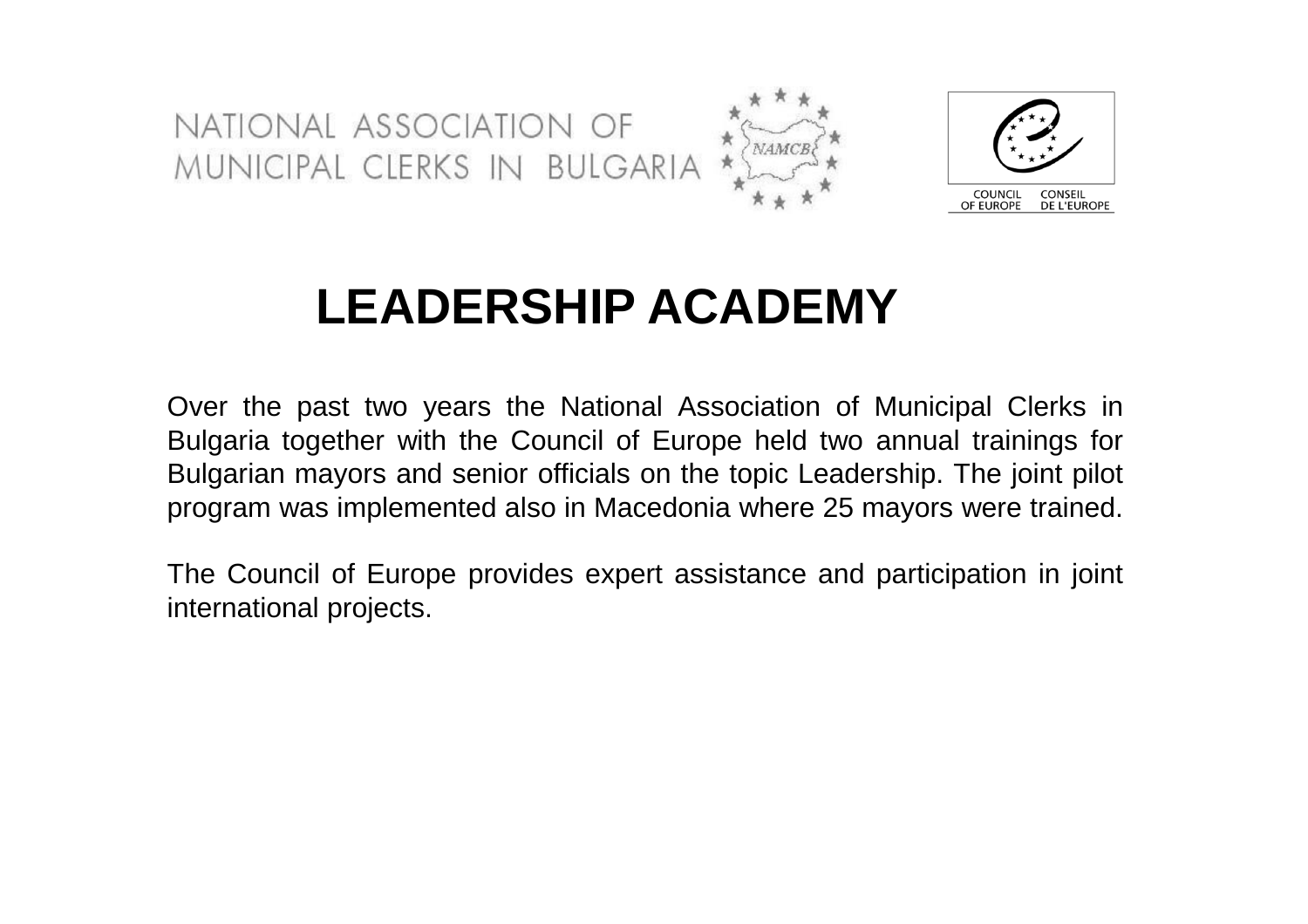NATIONAL ASSOCIATION OF MUNICIPAL CLERKS IN BULGARIA

NAMCB

COUNCIL OF EUROPE CONSEIL DE L'EUROPE

# LEADERSHIP ACADEMY

Over the past two years the National Association of Municipal Clerks in Bulgaria together with the Council of Europe held two annual trainings for Bulgarian mayors and senior officials on the topic Leadership. The joint pilot program was implemented also in Macedonia where 25 mayors were trained.

The Council of Europe provides expert assistance and participation in joint international projects.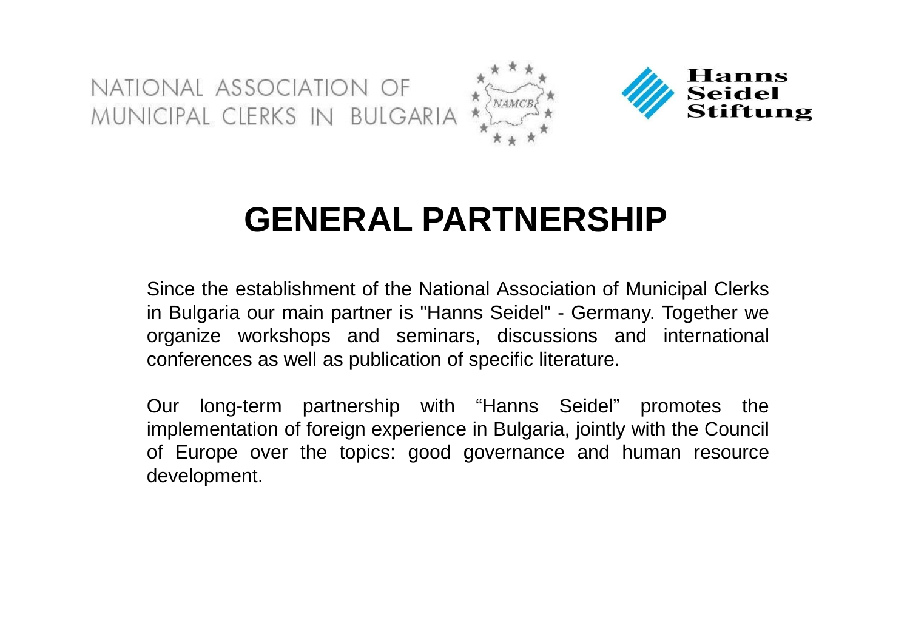NATIONAL ASSOCIATION OF MUNICIPAL CLERKS IN BULGARIA

NAMCB

Hanns Seidel Stiftung

# GENERAL PARTNERSHIP

Since the establishment of the National Association of Municipal Clerks in Bulgaria our main partner is "Hanns Seidel" - Germany. Together we organize workshops and seminars, discussions and international conferences as well as publication of specific literature.

Our long-term partnership with “Hanns Seidel” promotes the implementation of foreign experience in Bulgaria, jointly with the Council of Europe over the topics: good governance and human resource development.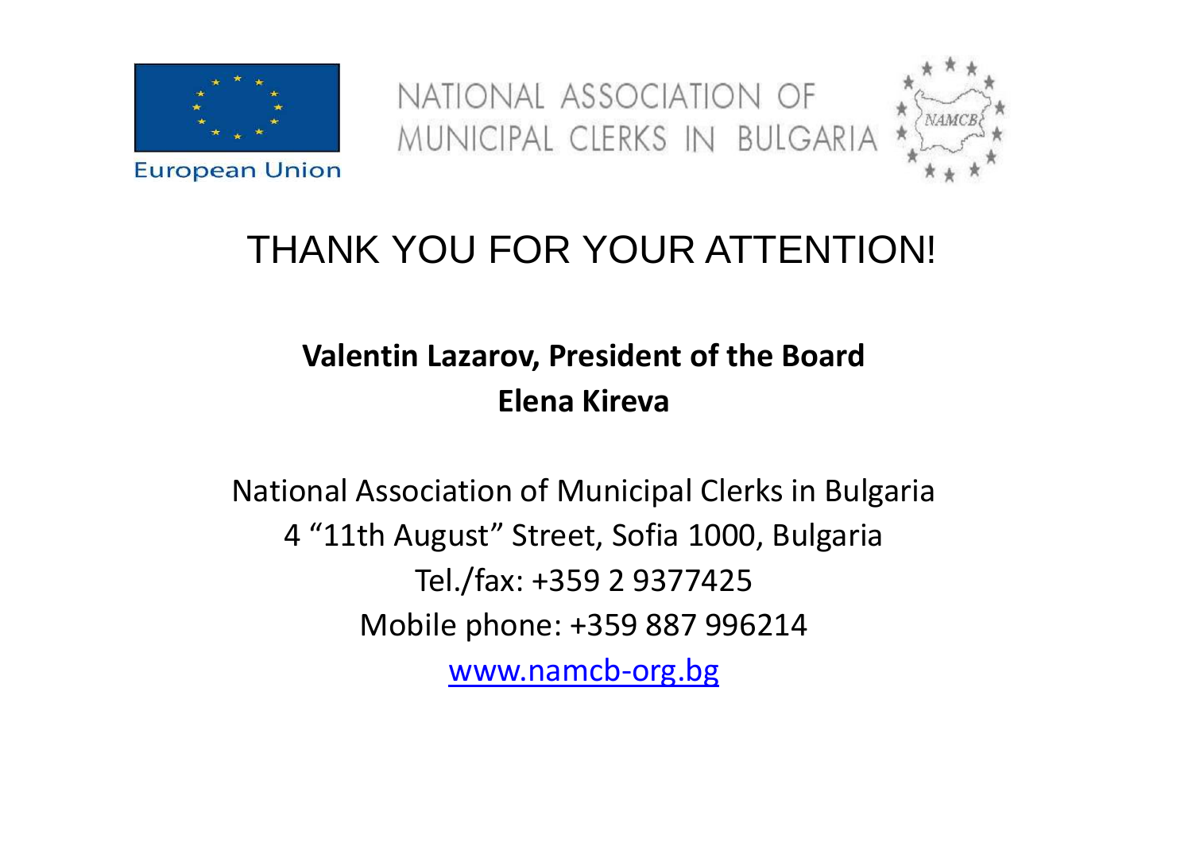European Union

NATIONAL ASSOCIATION OF MUNICIPAL CLERKS IN BULGARIA

NAMCB

# THANK YOU FOR YOUR ATTENTION!

**Valentin Lazarov, President of the Board**

**Elena Kireva**

National Association of Municipal Clerks in Bulgaria

4 “11th August” Street, Sofia 1000, Bulgaria

Tel./fax: +359 2 9377425

Mobile phone: +359 887 996214

www.namcb-org.bg